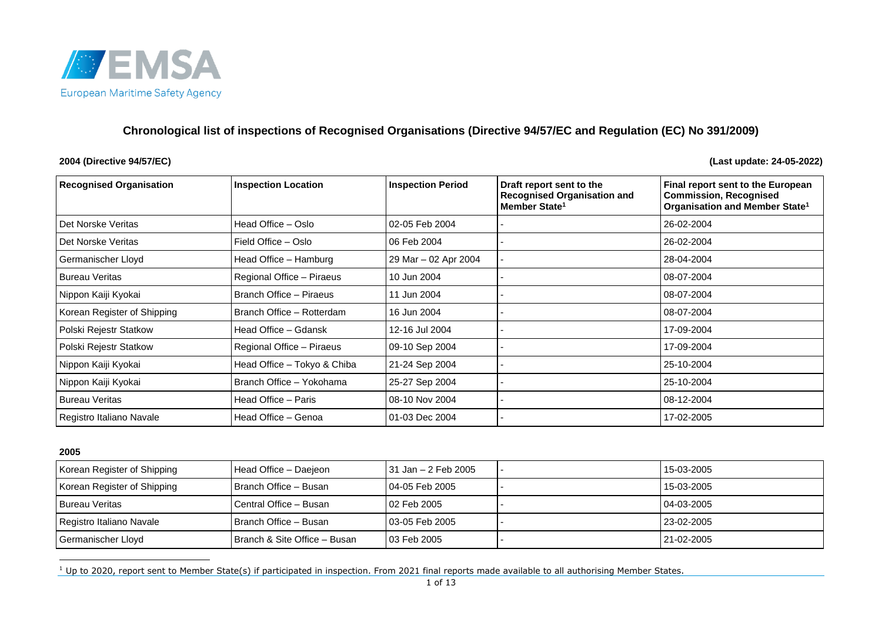European Maritime Safety Agency

# Chronological list of inspections of Recognised Organisations (Directive 94/57/EC and Regulation (EC) No 391/2009)

**2004 (Directive 94/57/EC)**

**(Last update: 24-05-2022)**

| Recognised Organisation | Inspection Location | Inspection Period | Draft report sent to the Recognised Organisation and Member State[1] | Final report sent to the European Commission, Recognised Organisation and Member State[1] |
|---|---|---|---|---|
| Det Norske Veritas | Head Office – Oslo | 02-05 Feb 2004 | - | 26-02-2004 |
| Det Norske Veritas | Field Office – Oslo | 06 Feb 2004 | - | 26-02-2004 |
| Germanischer Lloyd | Head Office – Hamburg | 29 Mar – 02 Apr 2004 | - | 28-04-2004 |
| Bureau Veritas | Regional Office – Piraeus | 10 Jun 2004 | - | 08-07-2004 |
| Nippon Kaiji Kyokai | Branch Office – Piraeus | 11 Jun 2004 | - | 08-07-2004 |
| Korean Register of Shipping | Branch Office – Rotterdam | 16 Jun 2004 | - | 08-07-2004 |
| Polski Rejestr Statkow | Head Office – Gdansk | 12-16 Jul 2004 | - | 17-09-2004 |
| Polski Rejestr Statkow | Regional Office – Piraeus | 09-10 Sep 2004 | - | 17-09-2004 |
| Nippon Kaiji Kyokai | Head Office – Tokyo & Chiba | 21-24 Sep 2004 | - | 25-10-2004 |
| Nippon Kaiji Kyokai | Branch Office – Yokohama | 25-27 Sep 2004 | - | 25-10-2004 |
| Bureau Veritas | Head Office – Paris | 08-10 Nov 2004 | - | 08-12-2004 |
| Registro Italiano Navale | Head Office – Genoa | 01-03 Dec 2004 | - | 17-02-2005 |

**2005**

| Recognised Organisation | Inspection Location | Inspection Period | Draft report sent to the Recognised Organisation and Member State[1] | Final report sent to the European Commission, Recognised Organisation and Member State[1] |
|---|---|---|---|---|
| Korean Register of Shipping | Head Office – Daejeon | 31 Jan – 2 Feb 2005 | - | 15-03-2005 |
| Korean Register of Shipping | Branch Office – Busan | 04-05 Feb 2005 | - | 15-03-2005 |
| Bureau Veritas | Central Office – Busan | 02 Feb 2005 | - | 04-03-2005 |
| Registro Italiano Navale | Branch Office – Busan | 03-05 Feb 2005 | - | 23-02-2005 |
| Germanischer Lloyd | Branch & Site Office – Busan | 03 Feb 2005 | - | 21-02-2005 |

[1] Up to 2020, report sent to Member State(s) if participated in inspection. From 2021 final reports made available to all authorising Member States.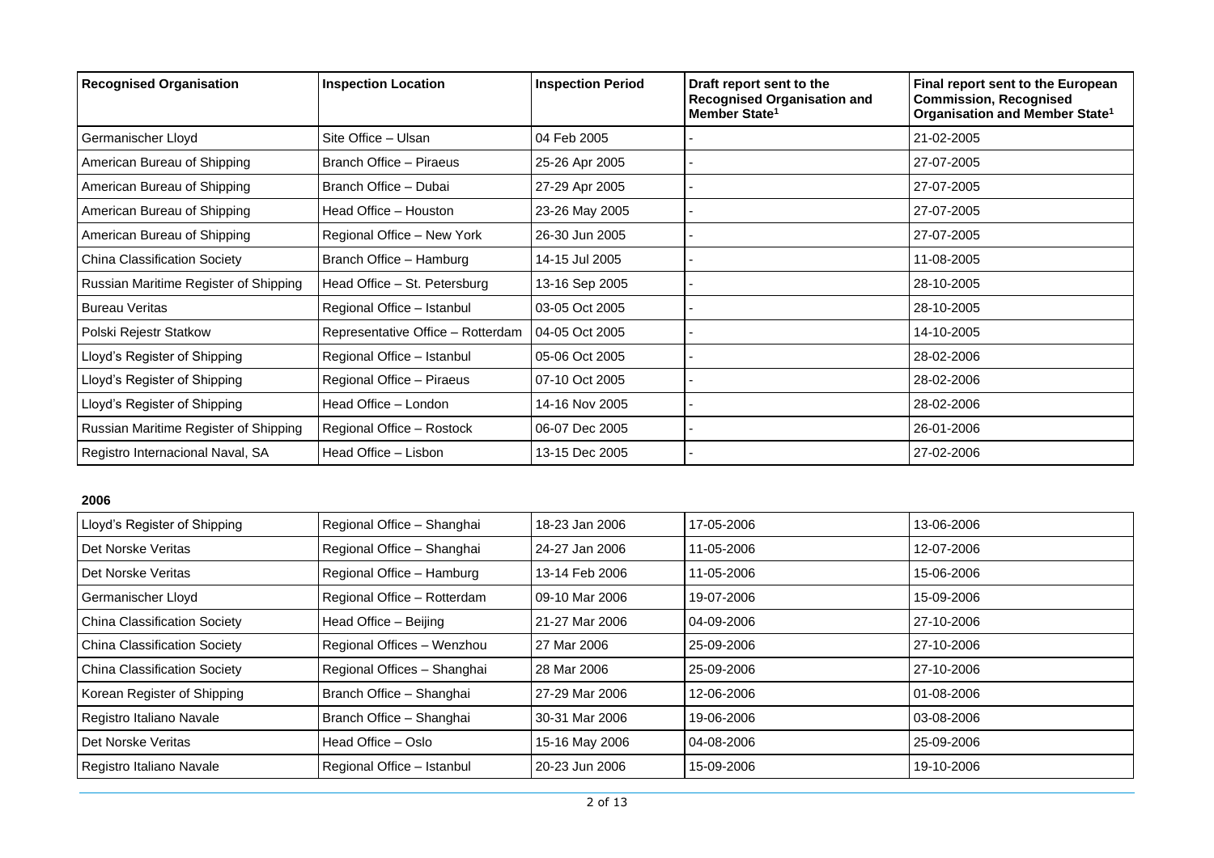| Recognised Organisation | Inspection Location | Inspection Period | Draft report sent to the Recognised Organisation and Member State[1] | Final report sent to the European Commission, Recognised Organisation and Member State[1] |
|---|---|---|---|---|
| Germanischer Lloyd | Site Office – Ulsan | 04 Feb 2005 | - | 21-02-2005 |
| American Bureau of Shipping | Branch Office – Piraeus | 25-26 Apr 2005 | - | 27-07-2005 |
| American Bureau of Shipping | Branch Office – Dubai | 27-29 Apr 2005 | - | 27-07-2005 |
| American Bureau of Shipping | Head Office – Houston | 23-26 May 2005 | - | 27-07-2005 |
| American Bureau of Shipping | Regional Office – New York | 26-30 Jun 2005 | - | 27-07-2005 |
| China Classification Society | Branch Office – Hamburg | 14-15 Jul 2005 | - | 11-08-2005 |
| Russian Maritime Register of Shipping | Head Office – St. Petersburg | 13-16 Sep 2005 | - | 28-10-2005 |
| Bureau Veritas | Regional Office – Istanbul | 03-05 Oct 2005 | - | 28-10-2005 |
| Polski Rejestr Statkow | Representative Office – Rotterdam | 04-05 Oct 2005 | - | 14-10-2005 |
| Lloyd's Register of Shipping | Regional Office – Istanbul | 05-06 Oct 2005 | - | 28-02-2006 |
| Lloyd's Register of Shipping | Regional Office – Piraeus | 07-10 Oct 2005 | - | 28-02-2006 |
| Lloyd's Register of Shipping | Head Office – London | 14-16 Nov 2005 | - | 28-02-2006 |
| Russian Maritime Register of Shipping | Regional Office – Rostock | 06-07 Dec 2005 | - | 26-01-2006 |
| Registro Internacional Naval, SA | Head Office – Lisbon | 13-15 Dec 2005 | - | 27-02-2006 |

**2006**

| Recognised Organisation | Inspection Location | Inspection Period | Draft report sent to the Recognised Organisation and Member State[1] | Final report sent to the European Commission, Recognised Organisation and Member State[1] |
|---|---|---|---|---|
| Lloyd's Register of Shipping | Regional Office – Shanghai | 18-23 Jan 2006 | 17-05-2006 | 13-06-2006 |
| Det Norske Veritas | Regional Office – Shanghai | 24-27 Jan 2006 | 11-05-2006 | 12-07-2006 |
| Det Norske Veritas | Regional Office – Hamburg | 13-14 Feb 2006 | 11-05-2006 | 15-06-2006 |
| Germanischer Lloyd | Regional Office – Rotterdam | 09-10 Mar 2006 | 19-07-2006 | 15-09-2006 |
| China Classification Society | Head Office – Beijing | 21-27 Mar 2006 | 04-09-2006 | 27-10-2006 |
| China Classification Society | Regional Offices – Wenzhou | 27 Mar 2006 | 25-09-2006 | 27-10-2006 |
| China Classification Society | Regional Offices – Shanghai | 28 Mar 2006 | 25-09-2006 | 27-10-2006 |
| Korean Register of Shipping | Branch Office – Shanghai | 27-29 Mar 2006 | 12-06-2006 | 01-08-2006 |
| Registro Italiano Navale | Branch Office – Shanghai | 30-31 Mar 2006 | 19-06-2006 | 03-08-2006 |
| Det Norske Veritas | Head Office – Oslo | 15-16 May 2006 | 04-08-2006 | 25-09-2006 |
| Registro Italiano Navale | Regional Office – Istanbul | 20-23 Jun 2006 | 15-09-2006 | 19-10-2006 |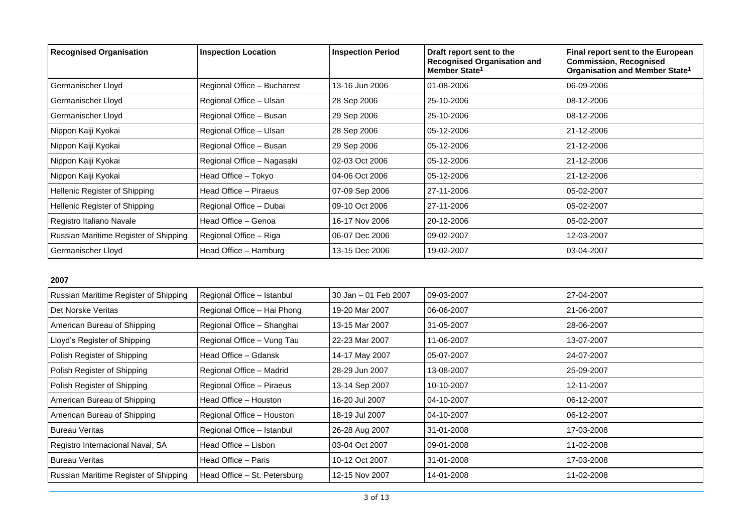| Recognised Organisation | Inspection Location | Inspection Period | Draft report sent to the Recognised Organisation and Member State[1] | Final report sent to the European Commission, Recognised Organisation and Member State[1] |
|---|---|---|---|---|
| Germanischer Lloyd | Regional Office – Bucharest | 13-16 Jun 2006 | 01-08-2006 | 06-09-2006 |
| Germanischer Lloyd | Regional Office – Ulsan | 28 Sep 2006 | 25-10-2006 | 08-12-2006 |
| Germanischer Lloyd | Regional Office – Busan | 29 Sep 2006 | 25-10-2006 | 08-12-2006 |
| Nippon Kaiji Kyokai | Regional Office – Ulsan | 28 Sep 2006 | 05-12-2006 | 21-12-2006 |
| Nippon Kaiji Kyokai | Regional Office – Busan | 29 Sep 2006 | 05-12-2006 | 21-12-2006 |
| Nippon Kaiji Kyokai | Regional Office – Nagasaki | 02-03 Oct 2006 | 05-12-2006 | 21-12-2006 |
| Nippon Kaiji Kyokai | Head Office – Tokyo | 04-06 Oct 2006 | 05-12-2006 | 21-12-2006 |
| Hellenic Register of Shipping | Head Office – Piraeus | 07-09 Sep 2006 | 27-11-2006 | 05-02-2007 |
| Hellenic Register of Shipping | Regional Office – Dubai | 09-10 Oct 2006 | 27-11-2006 | 05-02-2007 |
| Registro Italiano Navale | Head Office – Genoa | 16-17 Nov 2006 | 20-12-2006 | 05-02-2007 |
| Russian Maritime Register of Shipping | Regional Office – Riga | 06-07 Dec 2006 | 09-02-2007 | 12-03-2007 |
| Germanischer Lloyd | Head Office – Hamburg | 13-15 Dec 2006 | 19-02-2007 | 03-04-2007 |

**2007**

| Recognised Organisation | Inspection Location | Inspection Period | Draft report sent to the Recognised Organisation and Member State[1] | Final report sent to the European Commission, Recognised Organisation and Member State[1] |
|---|---|---|---|---|
| Russian Maritime Register of Shipping | Regional Office – Istanbul | 30 Jan – 01 Feb 2007 | 09-03-2007 | 27-04-2007 |
| Det Norske Veritas | Regional Office – Hai Phong | 19-20 Mar 2007 | 06-06-2007 | 21-06-2007 |
| American Bureau of Shipping | Regional Office – Shanghai | 13-15 Mar 2007 | 31-05-2007 | 28-06-2007 |
| Lloyd's Register of Shipping | Regional Office – Vung Tau | 22-23 Mar 2007 | 11-06-2007 | 13-07-2007 |
| Polish Register of Shipping | Head Office – Gdansk | 14-17 May 2007 | 05-07-2007 | 24-07-2007 |
| Polish Register of Shipping | Regional Office – Madrid | 28-29 Jun 2007 | 13-08-2007 | 25-09-2007 |
| Polish Register of Shipping | Regional Office – Piraeus | 13-14 Sep 2007 | 10-10-2007 | 12-11-2007 |
| American Bureau of Shipping | Head Office – Houston | 16-20 Jul 2007 | 04-10-2007 | 06-12-2007 |
| American Bureau of Shipping | Regional Office – Houston | 18-19 Jul 2007 | 04-10-2007 | 06-12-2007 |
| Bureau Veritas | Regional Office – Istanbul | 26-28 Aug 2007 | 31-01-2008 | 17-03-2008 |
| Registro Internacional Naval, SA | Head Office – Lisbon | 03-04 Oct 2007 | 09-01-2008 | 11-02-2008 |
| Bureau Veritas | Head Office – Paris | 10-12 Oct 2007 | 31-01-2008 | 17-03-2008 |
| Russian Maritime Register of Shipping | Head Office – St. Petersburg | 12-15 Nov 2007 | 14-01-2008 | 11-02-2008 |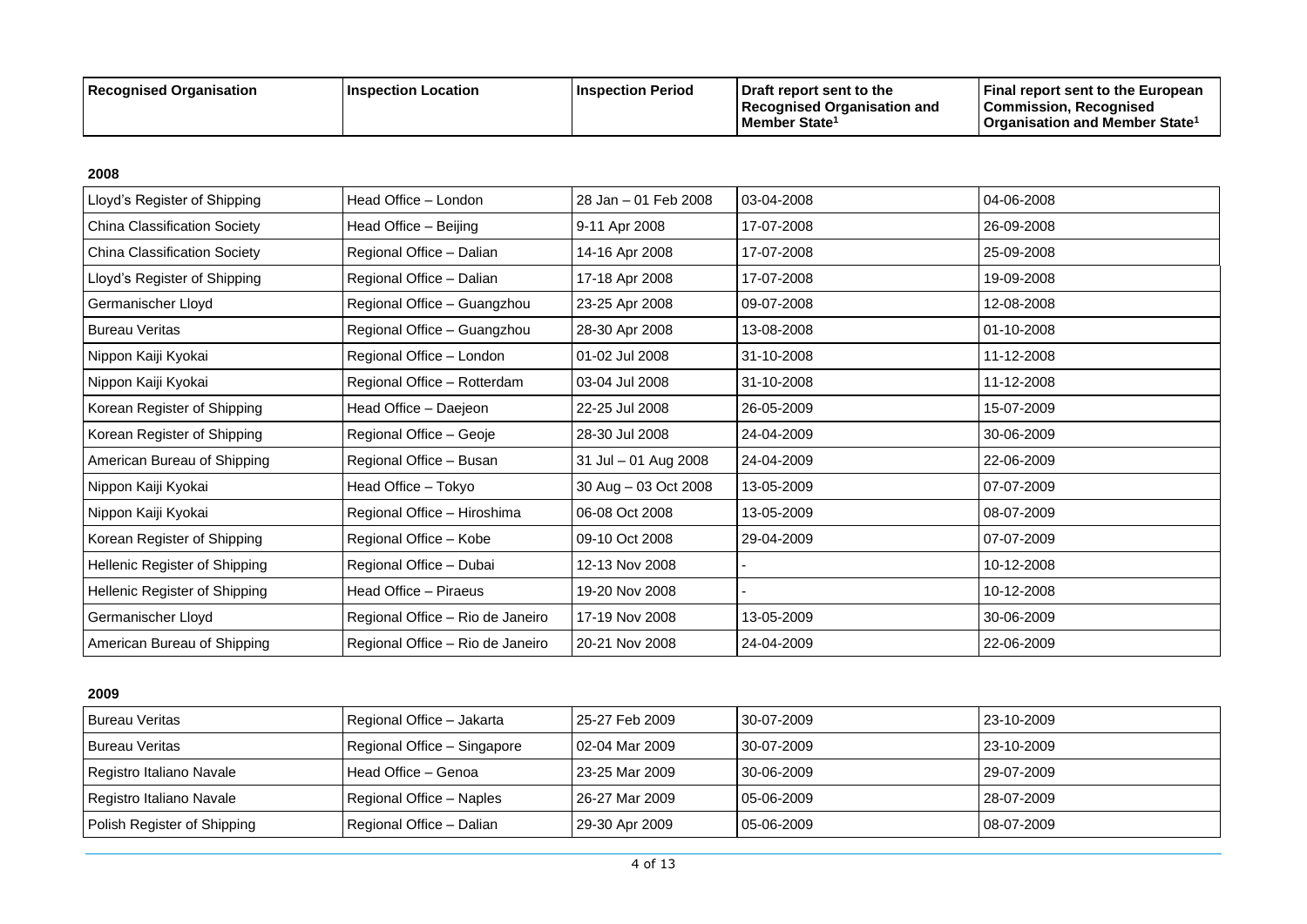| Recognised Organisation | Inspection Location | Inspection Period | Draft report sent to the Recognised Organisation and Member State[1] | Final report sent to the European Commission, Recognised Organisation and Member State[1] |
| --- | --- | --- | --- | --- |

**2008**

| Recognised Organisation | Inspection Location | Inspection Period | Draft report sent to the Recognised Organisation and Member State[1] | Final report sent to the European Commission, Recognised Organisation and Member State[1] |
| --- | --- | --- | --- | --- |
| Lloyd's Register of Shipping | Head Office – London | 28 Jan – 01 Feb 2008 | 03-04-2008 | 04-06-2008 |
| China Classification Society | Head Office – Beijing | 9-11 Apr 2008 | 17-07-2008 | 26-09-2008 |
| China Classification Society | Regional Office – Dalian | 14-16 Apr 2008 | 17-07-2008 | 25-09-2008 |
| Lloyd's Register of Shipping | Regional Office – Dalian | 17-18 Apr 2008 | 17-07-2008 | 19-09-2008 |
| Germanischer Lloyd | Regional Office – Guangzhou | 23-25 Apr 2008 | 09-07-2008 | 12-08-2008 |
| Bureau Veritas | Regional Office – Guangzhou | 28-30 Apr 2008 | 13-08-2008 | 01-10-2008 |
| Nippon Kaiji Kyokai | Regional Office – London | 01-02 Jul 2008 | 31-10-2008 | 11-12-2008 |
| Nippon Kaiji Kyokai | Regional Office – Rotterdam | 03-04 Jul 2008 | 31-10-2008 | 11-12-2008 |
| Korean Register of Shipping | Head Office – Daejeon | 22-25 Jul 2008 | 26-05-2009 | 15-07-2009 |
| Korean Register of Shipping | Regional Office – Geoje | 28-30 Jul 2008 | 24-04-2009 | 30-06-2009 |
| American Bureau of Shipping | Regional Office – Busan | 31 Jul – 01 Aug 2008 | 24-04-2009 | 22-06-2009 |
| Nippon Kaiji Kyokai | Head Office – Tokyo | 30 Aug – 03 Oct 2008 | 13-05-2009 | 07-07-2009 |
| Nippon Kaiji Kyokai | Regional Office – Hiroshima | 06-08 Oct 2008 | 13-05-2009 | 08-07-2009 |
| Korean Register of Shipping | Regional Office – Kobe | 09-10 Oct 2008 | 29-04-2009 | 07-07-2009 |
| Hellenic Register of Shipping | Regional Office – Dubai | 12-13 Nov 2008 | - | 10-12-2008 |
| Hellenic Register of Shipping | Head Office – Piraeus | 19-20 Nov 2008 | - | 10-12-2008 |
| Germanischer Lloyd | Regional Office – Rio de Janeiro | 17-19 Nov 2008 | 13-05-2009 | 30-06-2009 |
| American Bureau of Shipping | Regional Office – Rio de Janeiro | 20-21 Nov 2008 | 24-04-2009 | 22-06-2009 |

**2009**

| Recognised Organisation | Inspection Location | Inspection Period | Draft report sent to the Recognised Organisation and Member State[1] | Final report sent to the European Commission, Recognised Organisation and Member State[1] |
| --- | --- | --- | --- | --- |
| Bureau Veritas | Regional Office – Jakarta | 25-27 Feb 2009 | 30-07-2009 | 23-10-2009 |
| Bureau Veritas | Regional Office – Singapore | 02-04 Mar 2009 | 30-07-2009 | 23-10-2009 |
| Registro Italiano Navale | Head Office – Genoa | 23-25 Mar 2009 | 30-06-2009 | 29-07-2009 |
| Registro Italiano Navale | Regional Office – Naples | 26-27 Mar 2009 | 05-06-2009 | 28-07-2009 |
| Polish Register of Shipping | Regional Office – Dalian | 29-30 Apr 2009 | 05-06-2009 | 08-07-2009 |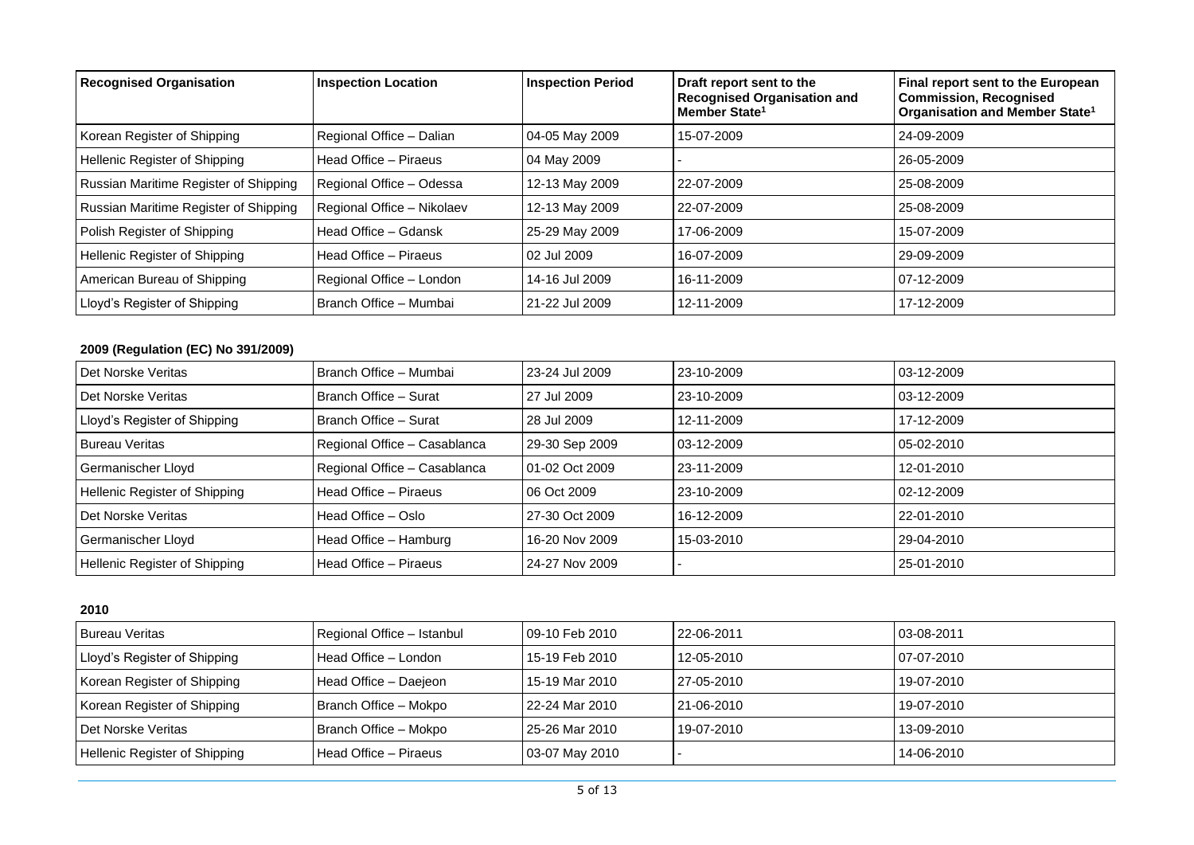| Recognised Organisation | Inspection Location | Inspection Period | Draft report sent to the Recognised Organisation and Member State[1] | Final report sent to the European Commission, Recognised Organisation and Member State[1] |
|---|---|---|---|---|
| Korean Register of Shipping | Regional Office – Dalian | 04-05 May 2009 | 15-07-2009 | 24-09-2009 |
| Hellenic Register of Shipping | Head Office – Piraeus | 04 May 2009 | - | 26-05-2009 |
| Russian Maritime Register of Shipping | Regional Office – Odessa | 12-13 May 2009 | 22-07-2009 | 25-08-2009 |
| Russian Maritime Register of Shipping | Regional Office – Nikolaev | 12-13 May 2009 | 22-07-2009 | 25-08-2009 |
| Polish Register of Shipping | Head Office – Gdansk | 25-29 May 2009 | 17-06-2009 | 15-07-2009 |
| Hellenic Register of Shipping | Head Office – Piraeus | 02 Jul 2009 | 16-07-2009 | 29-09-2009 |
| American Bureau of Shipping | Regional Office – London | 14-16 Jul 2009 | 16-11-2009 | 07-12-2009 |
| Lloyd's Register of Shipping | Branch Office – Mumbai | 21-22 Jul 2009 | 12-11-2009 | 17-12-2009 |

**2009 (Regulation (EC) No 391/2009)**

| Recognised Organisation | Inspection Location | Inspection Period | Draft report sent to the Recognised Organisation and Member State[1] | Final report sent to the European Commission, Recognised Organisation and Member State[1] |
|---|---|---|---|---|
| Det Norske Veritas | Branch Office – Mumbai | 23-24 Jul 2009 | 23-10-2009 | 03-12-2009 |
| Det Norske Veritas | Branch Office – Surat | 27 Jul 2009 | 23-10-2009 | 03-12-2009 |
| Lloyd's Register of Shipping | Branch Office – Surat | 28 Jul 2009 | 12-11-2009 | 17-12-2009 |
| Bureau Veritas | Regional Office – Casablanca | 29-30 Sep 2009 | 03-12-2009 | 05-02-2010 |
| Germanischer Lloyd | Regional Office – Casablanca | 01-02 Oct 2009 | 23-11-2009 | 12-01-2010 |
| Hellenic Register of Shipping | Head Office – Piraeus | 06 Oct 2009 | 23-10-2009 | 02-12-2009 |
| Det Norske Veritas | Head Office – Oslo | 27-30 Oct 2009 | 16-12-2009 | 22-01-2010 |
| Germanischer Lloyd | Head Office – Hamburg | 16-20 Nov 2009 | 15-03-2010 | 29-04-2010 |
| Hellenic Register of Shipping | Head Office – Piraeus | 24-27 Nov 2009 | - | 25-01-2010 |

**2010**

| Recognised Organisation | Inspection Location | Inspection Period | Draft report sent to the Recognised Organisation and Member State[1] | Final report sent to the European Commission, Recognised Organisation and Member State[1] |
|---|---|---|---|---|
| Bureau Veritas | Regional Office – Istanbul | 09-10 Feb 2010 | 22-06-2011 | 03-08-2011 |
| Lloyd's Register of Shipping | Head Office – London | 15-19 Feb 2010 | 12-05-2010 | 07-07-2010 |
| Korean Register of Shipping | Head Office – Daejeon | 15-19 Mar 2010 | 27-05-2010 | 19-07-2010 |
| Korean Register of Shipping | Branch Office – Mokpo | 22-24 Mar 2010 | 21-06-2010 | 19-07-2010 |
| Det Norske Veritas | Branch Office – Mokpo | 25-26 Mar 2010 | 19-07-2010 | 13-09-2010 |
| Hellenic Register of Shipping | Head Office – Piraeus | 03-07 May 2010 | - | 14-06-2010 |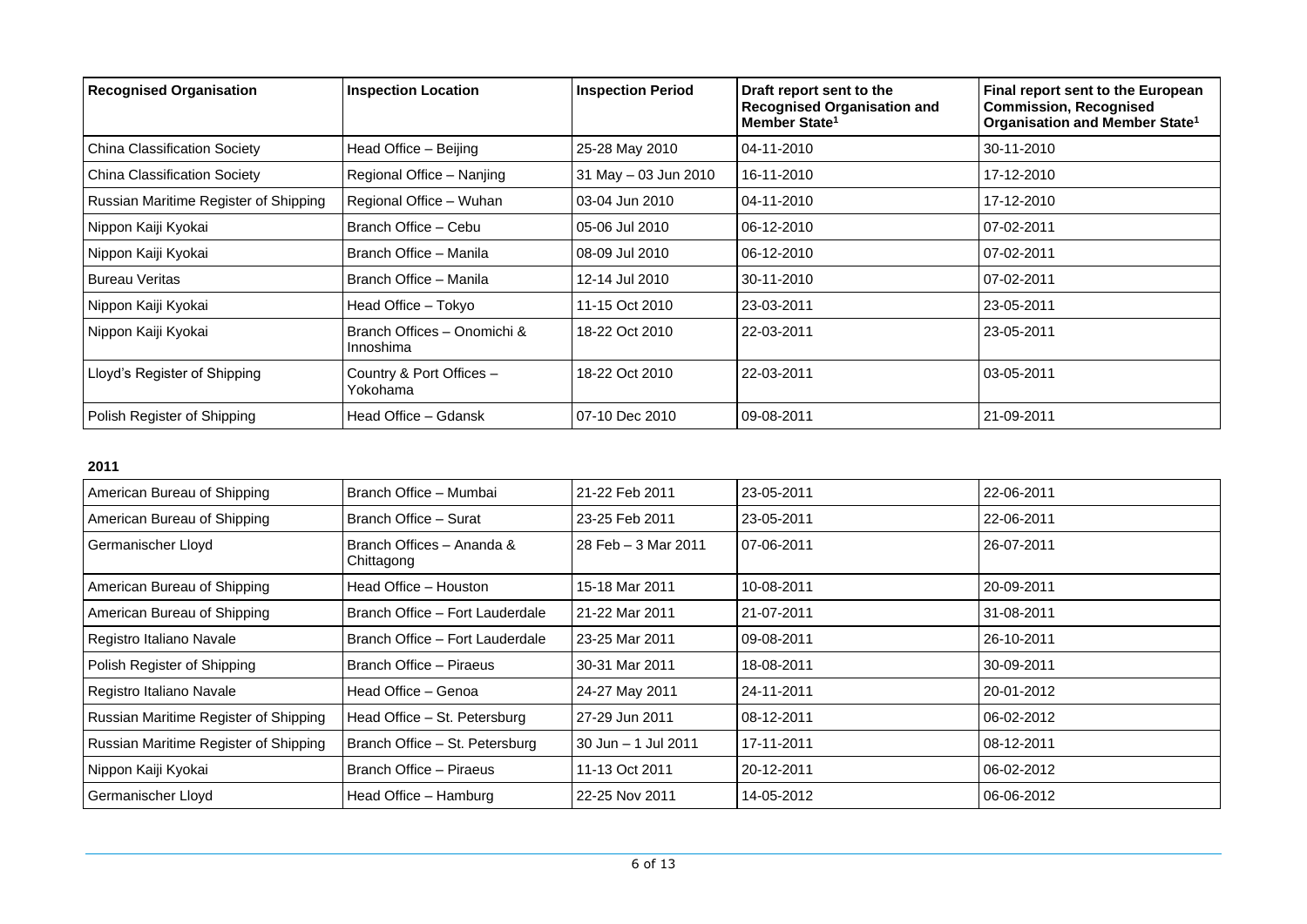| Recognised Organisation | Inspection Location | Inspection Period | Draft report sent to the Recognised Organisation and Member State[1] | Final report sent to the European Commission, Recognised Organisation and Member State[1] |
| --- | --- | --- | --- | --- |
| China Classification Society | Head Office – Beijing | 25-28 May 2010 | 04-11-2010 | 30-11-2010 |
| China Classification Society | Regional Office – Nanjing | 31 May – 03 Jun 2010 | 16-11-2010 | 17-12-2010 |
| Russian Maritime Register of Shipping | Regional Office – Wuhan | 03-04 Jun 2010 | 04-11-2010 | 17-12-2010 |
| Nippon Kaiji Kyokai | Branch Office – Cebu | 05-06 Jul 2010 | 06-12-2010 | 07-02-2011 |
| Nippon Kaiji Kyokai | Branch Office – Manila | 08-09 Jul 2010 | 06-12-2010 | 07-02-2011 |
| Bureau Veritas | Branch Office – Manila | 12-14 Jul 2010 | 30-11-2010 | 07-02-2011 |
| Nippon Kaiji Kyokai | Head Office – Tokyo | 11-15 Oct 2010 | 23-03-2011 | 23-05-2011 |
| Nippon Kaiji Kyokai | Branch Offices – Onomichi & Innoshima | 18-22 Oct 2010 | 22-03-2011 | 23-05-2011 |
| Lloyd's Register of Shipping | Country & Port Offices – Yokohama | 18-22 Oct 2010 | 22-03-2011 | 03-05-2011 |
| Polish Register of Shipping | Head Office – Gdansk | 07-10 Dec 2010 | 09-08-2011 | 21-09-2011 |

**2011**

| Recognised Organisation | Inspection Location | Inspection Period | Draft report sent to the Recognised Organisation and Member State[1] | Final report sent to the European Commission, Recognised Organisation and Member State[1] |
| --- | --- | --- | --- | --- |
| American Bureau of Shipping | Branch Office – Mumbai | 21-22 Feb 2011 | 23-05-2011 | 22-06-2011 |
| American Bureau of Shipping | Branch Office – Surat | 23-25 Feb 2011 | 23-05-2011 | 22-06-2011 |
| Germanischer Lloyd | Branch Offices – Ananda & Chittagong | 28 Feb – 3 Mar 2011 | 07-06-2011 | 26-07-2011 |
| American Bureau of Shipping | Head Office – Houston | 15-18 Mar 2011 | 10-08-2011 | 20-09-2011 |
| American Bureau of Shipping | Branch Office – Fort Lauderdale | 21-22 Mar 2011 | 21-07-2011 | 31-08-2011 |
| Registro Italiano Navale | Branch Office – Fort Lauderdale | 23-25 Mar 2011 | 09-08-2011 | 26-10-2011 |
| Polish Register of Shipping | Branch Office – Piraeus | 30-31 Mar 2011 | 18-08-2011 | 30-09-2011 |
| Registro Italiano Navale | Head Office – Genoa | 24-27 May 2011 | 24-11-2011 | 20-01-2012 |
| Russian Maritime Register of Shipping | Head Office – St. Petersburg | 27-29 Jun 2011 | 08-12-2011 | 06-02-2012 |
| Russian Maritime Register of Shipping | Branch Office – St. Petersburg | 30 Jun – 1 Jul 2011 | 17-11-2011 | 08-12-2011 |
| Nippon Kaiji Kyokai | Branch Office – Piraeus | 11-13 Oct 2011 | 20-12-2011 | 06-02-2012 |
| Germanischer Lloyd | Head Office – Hamburg | 22-25 Nov 2011 | 14-05-2012 | 06-06-2012 |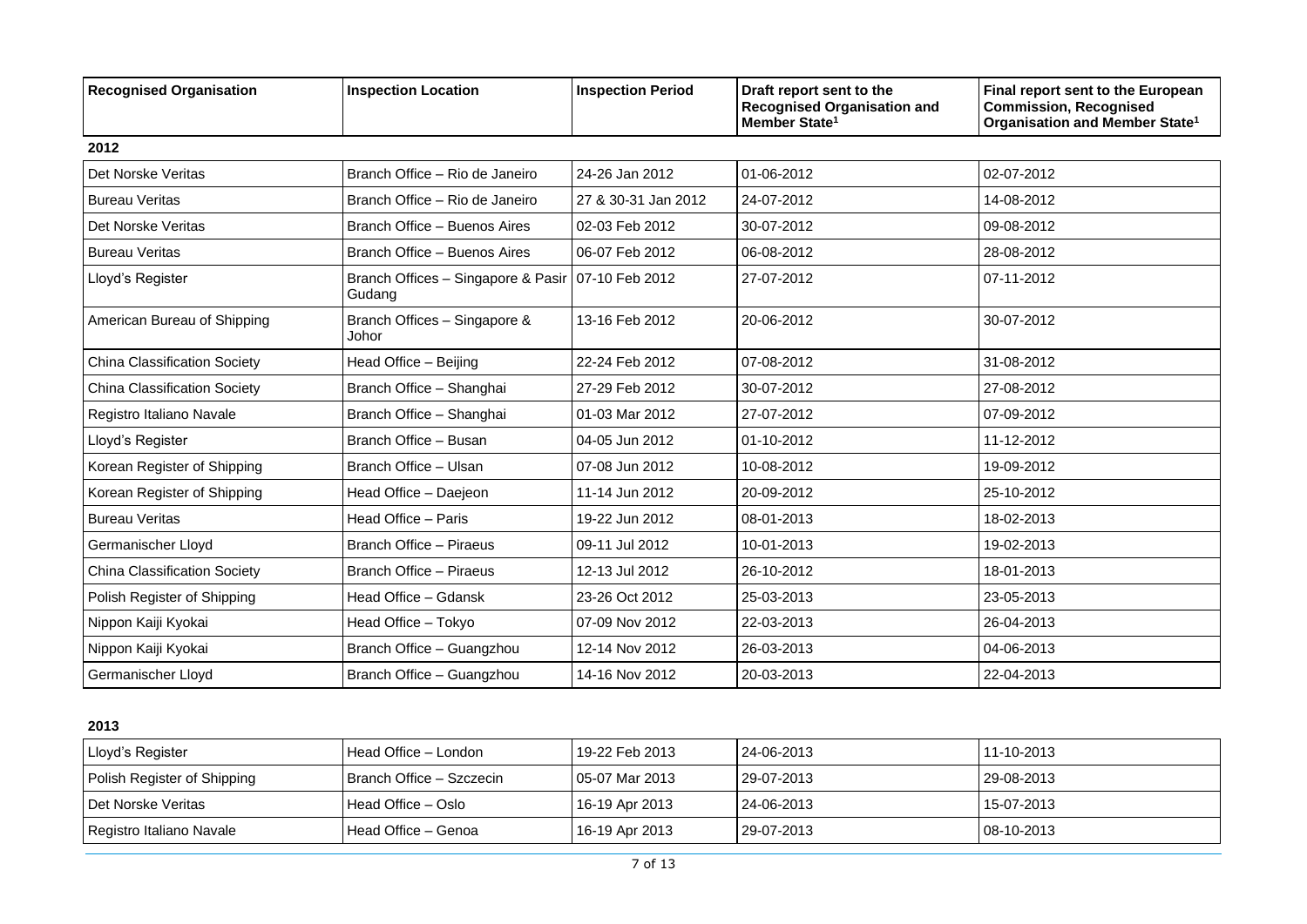| Recognised Organisation | Inspection Location | Inspection Period | Draft report sent to the Recognised Organisation and Member State[1] | Final report sent to the European Commission, Recognised Organisation and Member State[1] |
|---|---|---|---|---|
| **2012** | | | | |
| Det Norske Veritas | Branch Office – Rio de Janeiro | 24-26 Jan 2012 | 01-06-2012 | 02-07-2012 |
| Bureau Veritas | Branch Office – Rio de Janeiro | 27 & 30-31 Jan 2012 | 24-07-2012 | 14-08-2012 |
| Det Norske Veritas | Branch Office – Buenos Aires | 02-03 Feb 2012 | 30-07-2012 | 09-08-2012 |
| Bureau Veritas | Branch Office – Buenos Aires | 06-07 Feb 2012 | 06-08-2012 | 28-08-2012 |
| Lloyd's Register | Branch Offices – Singapore & Pasir Gudang | 07-10 Feb 2012 | 27-07-2012 | 07-11-2012 |
| American Bureau of Shipping | Branch Offices – Singapore & Johor | 13-16 Feb 2012 | 20-06-2012 | 30-07-2012 |
| China Classification Society | Head Office – Beijing | 22-24 Feb 2012 | 07-08-2012 | 31-08-2012 |
| China Classification Society | Branch Office – Shanghai | 27-29 Feb 2012 | 30-07-2012 | 27-08-2012 |
| Registro Italiano Navale | Branch Office – Shanghai | 01-03 Mar 2012 | 27-07-2012 | 07-09-2012 |
| Lloyd's Register | Branch Office – Busan | 04-05 Jun 2012 | 01-10-2012 | 11-12-2012 |
| Korean Register of Shipping | Branch Office – Ulsan | 07-08 Jun 2012 | 10-08-2012 | 19-09-2012 |
| Korean Register of Shipping | Head Office – Daejeon | 11-14 Jun 2012 | 20-09-2012 | 25-10-2012 |
| Bureau Veritas | Head Office – Paris | 19-22 Jun 2012 | 08-01-2013 | 18-02-2013 |
| Germanischer Lloyd | Branch Office – Piraeus | 09-11 Jul 2012 | 10-01-2013 | 19-02-2013 |
| China Classification Society | Branch Office – Piraeus | 12-13 Jul 2012 | 26-10-2012 | 18-01-2013 |
| Polish Register of Shipping | Head Office – Gdansk | 23-26 Oct 2012 | 25-03-2013 | 23-05-2013 |
| Nippon Kaiji Kyokai | Head Office – Tokyo | 07-09 Nov 2012 | 22-03-2013 | 26-04-2013 |
| Nippon Kaiji Kyokai | Branch Office – Guangzhou | 12-14 Nov 2012 | 26-03-2013 | 04-06-2013 |
| Germanischer Lloyd | Branch Office – Guangzhou | 14-16 Nov 2012 | 20-03-2013 | 22-04-2013 |
| **2013** | | | | |
| Lloyd's Register | Head Office – London | 19-22 Feb 2013 | 24-06-2013 | 11-10-2013 |
| Polish Register of Shipping | Branch Office – Szczecin | 05-07 Mar 2013 | 29-07-2013 | 29-08-2013 |
| Det Norske Veritas | Head Office – Oslo | 16-19 Apr 2013 | 24-06-2013 | 15-07-2013 |
| Registro Italiano Navale | Head Office – Genoa | 16-19 Apr 2013 | 29-07-2013 | 08-10-2013 |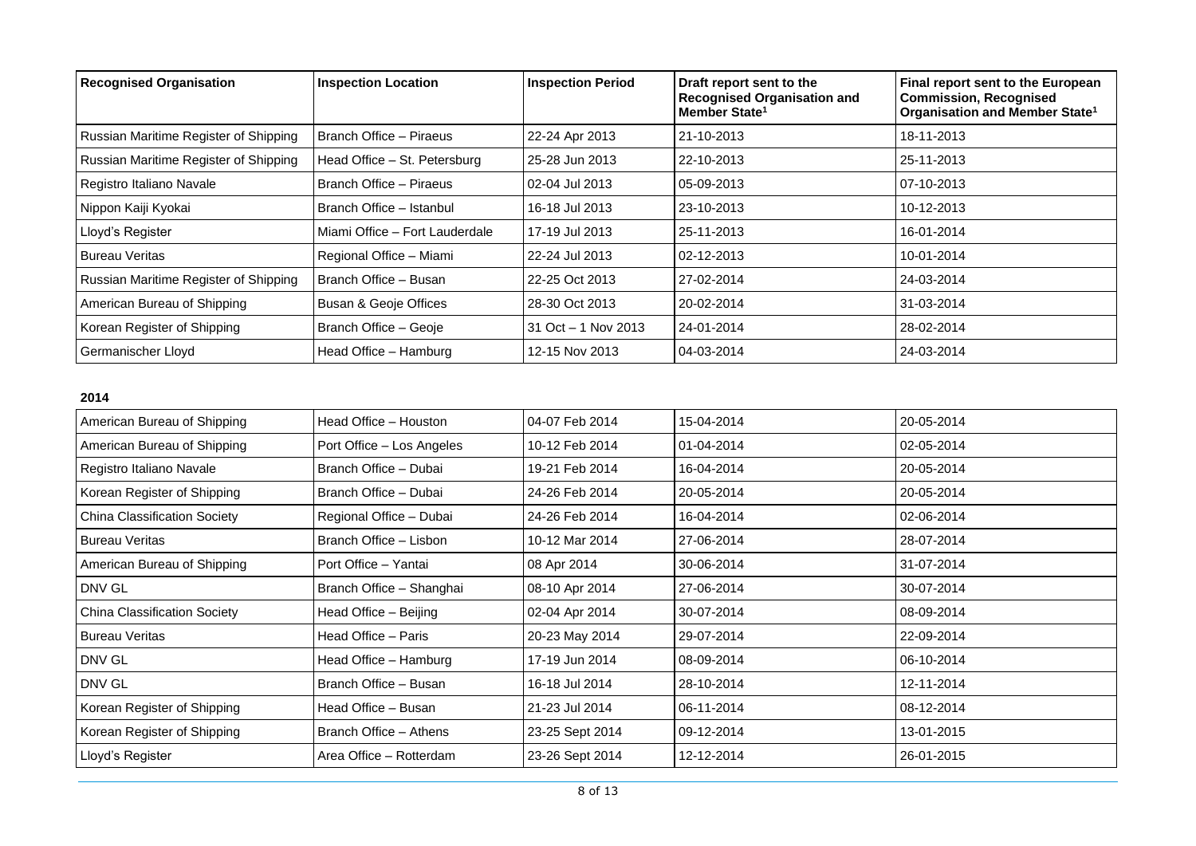| Recognised Organisation | Inspection Location | Inspection Period | Draft report sent to the Recognised Organisation and Member State[1] | Final report sent to the European Commission, Recognised Organisation and Member State[1] |
|---|---|---|---|---|
| Russian Maritime Register of Shipping | Branch Office – Piraeus | 22-24 Apr 2013 | 21-10-2013 | 18-11-2013 |
| Russian Maritime Register of Shipping | Head Office – St. Petersburg | 25-28 Jun 2013 | 22-10-2013 | 25-11-2013 |
| Registro Italiano Navale | Branch Office – Piraeus | 02-04 Jul 2013 | 05-09-2013 | 07-10-2013 |
| Nippon Kaiji Kyokai | Branch Office – Istanbul | 16-18 Jul 2013 | 23-10-2013 | 10-12-2013 |
| Lloyd's Register | Miami Office – Fort Lauderdale | 17-19 Jul 2013 | 25-11-2013 | 16-01-2014 |
| Bureau Veritas | Regional Office – Miami | 22-24 Jul 2013 | 02-12-2013 | 10-01-2014 |
| Russian Maritime Register of Shipping | Branch Office – Busan | 22-25 Oct 2013 | 27-02-2014 | 24-03-2014 |
| American Bureau of Shipping | Busan & Geoje Offices | 28-30 Oct 2013 | 20-02-2014 | 31-03-2014 |
| Korean Register of Shipping | Branch Office – Geoje | 31 Oct – 1 Nov 2013 | 24-01-2014 | 28-02-2014 |
| Germanischer Lloyd | Head Office – Hamburg | 12-15 Nov 2013 | 04-03-2014 | 24-03-2014 |

**2014**

| Recognised Organisation | Inspection Location | Inspection Period | Draft report sent to the Recognised Organisation and Member State[1] | Final report sent to the European Commission, Recognised Organisation and Member State[1] |
|---|---|---|---|---|
| American Bureau of Shipping | Head Office – Houston | 04-07 Feb 2014 | 15-04-2014 | 20-05-2014 |
| American Bureau of Shipping | Port Office – Los Angeles | 10-12 Feb 2014 | 01-04-2014 | 02-05-2014 |
| Registro Italiano Navale | Branch Office – Dubai | 19-21 Feb 2014 | 16-04-2014 | 20-05-2014 |
| Korean Register of Shipping | Branch Office – Dubai | 24-26 Feb 2014 | 20-05-2014 | 20-05-2014 |
| China Classification Society | Regional Office – Dubai | 24-26 Feb 2014 | 16-04-2014 | 02-06-2014 |
| Bureau Veritas | Branch Office – Lisbon | 10-12 Mar 2014 | 27-06-2014 | 28-07-2014 |
| American Bureau of Shipping | Port Office – Yantai | 08 Apr 2014 | 30-06-2014 | 31-07-2014 |
| DNV GL | Branch Office – Shanghai | 08-10 Apr 2014 | 27-06-2014 | 30-07-2014 |
| China Classification Society | Head Office – Beijing | 02-04 Apr 2014 | 30-07-2014 | 08-09-2014 |
| Bureau Veritas | Head Office – Paris | 20-23 May 2014 | 29-07-2014 | 22-09-2014 |
| DNV GL | Head Office – Hamburg | 17-19 Jun 2014 | 08-09-2014 | 06-10-2014 |
| DNV GL | Branch Office – Busan | 16-18 Jul 2014 | 28-10-2014 | 12-11-2014 |
| Korean Register of Shipping | Head Office – Busan | 21-23 Jul 2014 | 06-11-2014 | 08-12-2014 |
| Korean Register of Shipping | Branch Office – Athens | 23-25 Sept 2014 | 09-12-2014 | 13-01-2015 |
| Lloyd's Register | Area Office – Rotterdam | 23-26 Sept 2014 | 12-12-2014 | 26-01-2015 |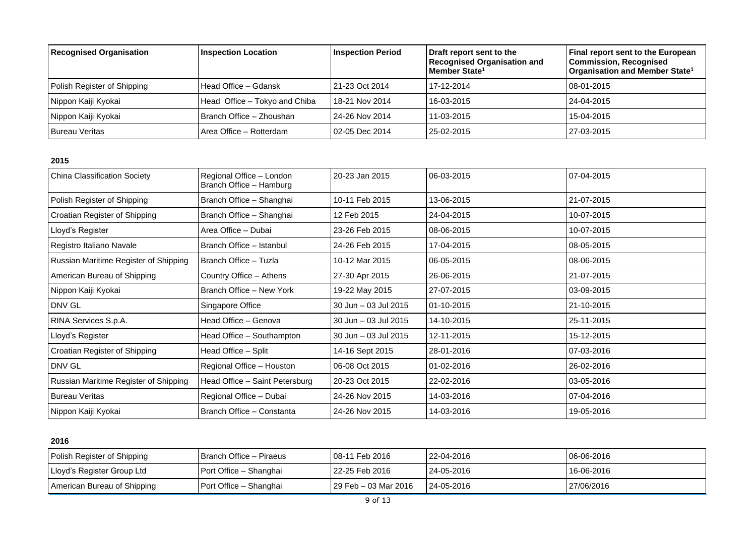| Recognised Organisation | Inspection Location | Inspection Period | Draft report sent to the Recognised Organisation and Member State[1] | Final report sent to the European Commission, Recognised Organisation and Member State[1] |
|---|---|---|---|---|
| Polish Register of Shipping | Head Office – Gdansk | 21-23 Oct 2014 | 17-12-2014 | 08-01-2015 |
| Nippon Kaiji Kyokai | Head Office – Tokyo and Chiba | 18-21 Nov 2014 | 16-03-2015 | 24-04-2015 |
| Nippon Kaiji Kyokai | Branch Office – Zhoushan | 24-26 Nov 2014 | 11-03-2015 | 15-04-2015 |
| Bureau Veritas | Area Office – Rotterdam | 02-05 Dec 2014 | 25-02-2015 | 27-03-2015 |

**2015**

| Recognised Organisation | Inspection Location | Inspection Period | Draft report sent to the Recognised Organisation and Member State[1] | Final report sent to the European Commission, Recognised Organisation and Member State[1] |
|---|---|---|---|---|
| China Classification Society | Regional Office – London Branch Office – Hamburg | 20-23 Jan 2015 | 06-03-2015 | 07-04-2015 |
| Polish Register of Shipping | Branch Office – Shanghai | 10-11 Feb 2015 | 13-06-2015 | 21-07-2015 |
| Croatian Register of Shipping | Branch Office – Shanghai | 12 Feb 2015 | 24-04-2015 | 10-07-2015 |
| Lloyd's Register | Area Office – Dubai | 23-26 Feb 2015 | 08-06-2015 | 10-07-2015 |
| Registro Italiano Navale | Branch Office – Istanbul | 24-26 Feb 2015 | 17-04-2015 | 08-05-2015 |
| Russian Maritime Register of Shipping | Branch Office – Tuzla | 10-12 Mar 2015 | 06-05-2015 | 08-06-2015 |
| American Bureau of Shipping | Country Office – Athens | 27-30 Apr 2015 | 26-06-2015 | 21-07-2015 |
| Nippon Kaiji Kyokai | Branch Office – New York | 19-22 May 2015 | 27-07-2015 | 03-09-2015 |
| DNV GL | Singapore Office | 30 Jun – 03 Jul 2015 | 01-10-2015 | 21-10-2015 |
| RINA Services S.p.A. | Head Office – Genova | 30 Jun – 03 Jul 2015 | 14-10-2015 | 25-11-2015 |
| Lloyd's Register | Head Office – Southampton | 30 Jun – 03 Jul 2015 | 12-11-2015 | 15-12-2015 |
| Croatian Register of Shipping | Head Office – Split | 14-16 Sept 2015 | 28-01-2016 | 07-03-2016 |
| DNV GL | Regional Office – Houston | 06-08 Oct 2015 | 01-02-2016 | 26-02-2016 |
| Russian Maritime Register of Shipping | Head Office – Saint Petersburg | 20-23 Oct 2015 | 22-02-2016 | 03-05-2016 |
| Bureau Veritas | Regional Office – Dubai | 24-26 Nov 2015 | 14-03-2016 | 07-04-2016 |
| Nippon Kaiji Kyokai | Branch Office – Constanta | 24-26 Nov 2015 | 14-03-2016 | 19-05-2016 |

**2016**

| Recognised Organisation | Inspection Location | Inspection Period | Draft report sent to the Recognised Organisation and Member State[1] | Final report sent to the European Commission, Recognised Organisation and Member State[1] |
|---|---|---|---|---|
| Polish Register of Shipping | Branch Office – Piraeus | 08-11 Feb 2016 | 22-04-2016 | 06-06-2016 |
| Lloyd's Register Group Ltd | Port Office – Shanghai | 22-25 Feb 2016 | 24-05-2016 | 16-06-2016 |
| American Bureau of Shipping | Port Office – Shanghai | 29 Feb – 03 Mar 2016 | 24-05-2016 | 27/06/2016 |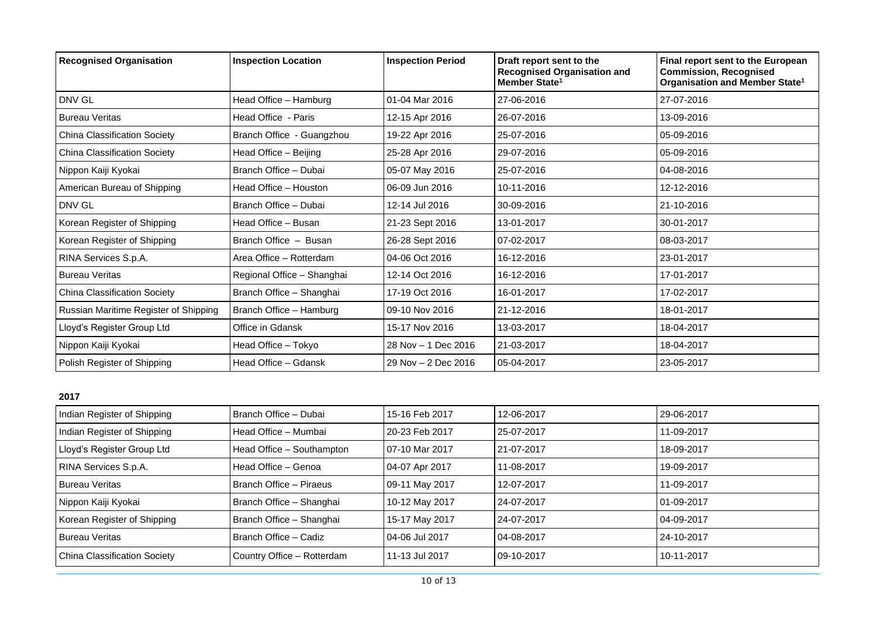| Recognised Organisation | Inspection Location | Inspection Period | Draft report sent to the Recognised Organisation and Member State[1] | Final report sent to the European Commission, Recognised Organisation and Member State[1] |
|---|---|---|---|---|
| DNV GL | Head Office – Hamburg | 01-04 Mar 2016 | 27-06-2016 | 27-07-2016 |
| Bureau Veritas | Head Office - Paris | 12-15 Apr 2016 | 26-07-2016 | 13-09-2016 |
| China Classification Society | Branch Office - Guangzhou | 19-22 Apr 2016 | 25-07-2016 | 05-09-2016 |
| China Classification Society | Head Office – Beijing | 25-28 Apr 2016 | 29-07-2016 | 05-09-2016 |
| Nippon Kaiji Kyokai | Branch Office – Dubai | 05-07 May 2016 | 25-07-2016 | 04-08-2016 |
| American Bureau of Shipping | Head Office – Houston | 06-09 Jun 2016 | 10-11-2016 | 12-12-2016 |
| DNV GL | Branch Office – Dubai | 12-14 Jul 2016 | 30-09-2016 | 21-10-2016 |
| Korean Register of Shipping | Head Office – Busan | 21-23 Sept 2016 | 13-01-2017 | 30-01-2017 |
| Korean Register of Shipping | Branch Office – Busan | 26-28 Sept 2016 | 07-02-2017 | 08-03-2017 |
| RINA Services S.p.A. | Area Office – Rotterdam | 04-06 Oct 2016 | 16-12-2016 | 23-01-2017 |
| Bureau Veritas | Regional Office – Shanghai | 12-14 Oct 2016 | 16-12-2016 | 17-01-2017 |
| China Classification Society | Branch Office – Shanghai | 17-19 Oct 2016 | 16-01-2017 | 17-02-2017 |
| Russian Maritime Register of Shipping | Branch Office – Hamburg | 09-10 Nov 2016 | 21-12-2016 | 18-01-2017 |
| Lloyd's Register Group Ltd | Office in Gdansk | 15-17 Nov 2016 | 13-03-2017 | 18-04-2017 |
| Nippon Kaiji Kyokai | Head Office – Tokyo | 28 Nov – 1 Dec 2016 | 21-03-2017 | 18-04-2017 |
| Polish Register of Shipping | Head Office – Gdansk | 29 Nov – 2 Dec 2016 | 05-04-2017 | 23-05-2017 |

**2017**

| Recognised Organisation | Inspection Location | Inspection Period | Draft report sent to the Recognised Organisation and Member State[1] | Final report sent to the European Commission, Recognised Organisation and Member State[1] |
|---|---|---|---|---|
| Indian Register of Shipping | Branch Office – Dubai | 15-16 Feb 2017 | 12-06-2017 | 29-06-2017 |
| Indian Register of Shipping | Head Office – Mumbai | 20-23 Feb 2017 | 25-07-2017 | 11-09-2017 |
| Lloyd's Register Group Ltd | Head Office – Southampton | 07-10 Mar 2017 | 21-07-2017 | 18-09-2017 |
| RINA Services S.p.A. | Head Office – Genoa | 04-07 Apr 2017 | 11-08-2017 | 19-09-2017 |
| Bureau Veritas | Branch Office – Piraeus | 09-11 May 2017 | 12-07-2017 | 11-09-2017 |
| Nippon Kaiji Kyokai | Branch Office – Shanghai | 10-12 May 2017 | 24-07-2017 | 01-09-2017 |
| Korean Register of Shipping | Branch Office – Shanghai | 15-17 May 2017 | 24-07-2017 | 04-09-2017 |
| Bureau Veritas | Branch Office – Cadiz | 04-06 Jul 2017 | 04-08-2017 | 24-10-2017 |
| China Classification Society | Country Office – Rotterdam | 11-13 Jul 2017 | 09-10-2017 | 10-11-2017 |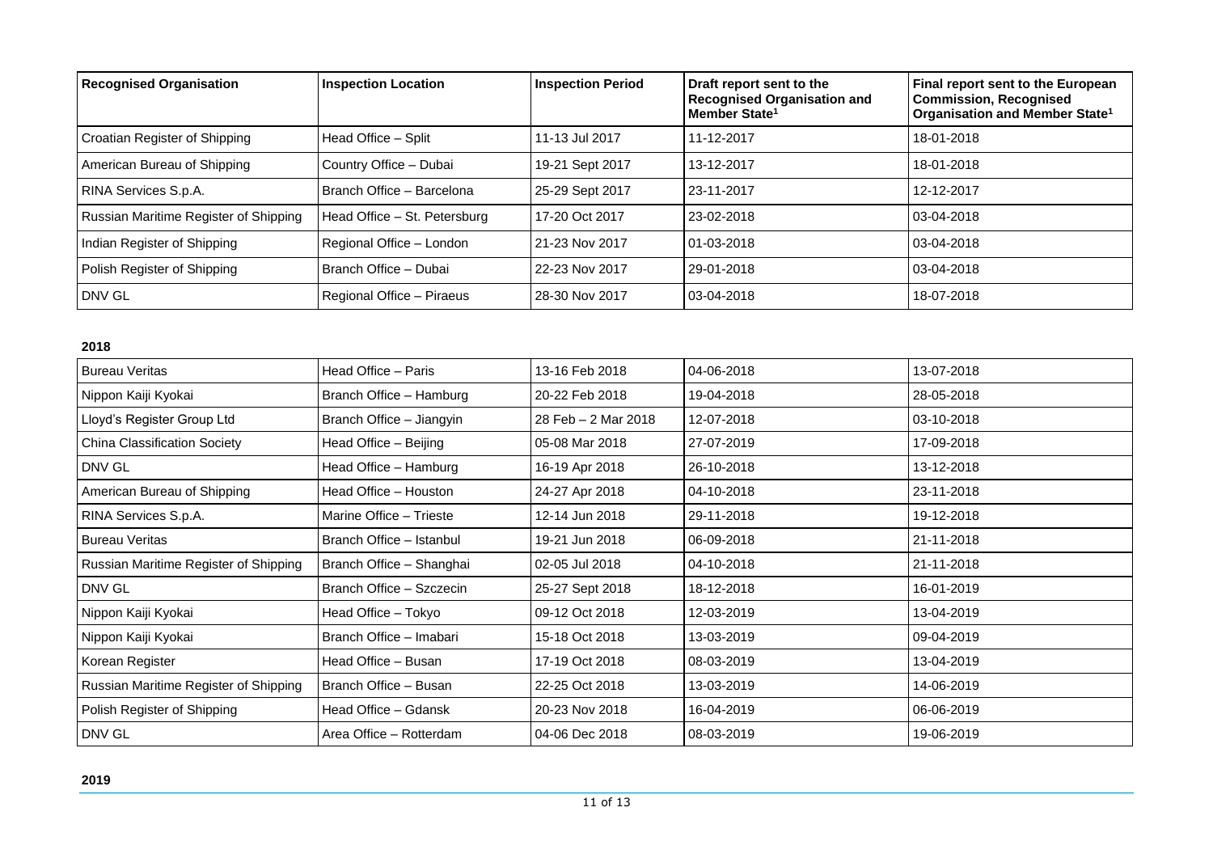| Recognised Organisation | Inspection Location | Inspection Period | Draft report sent to the Recognised Organisation and Member State[1] | Final report sent to the European Commission, Recognised Organisation and Member State[1] |
| --- | --- | --- | --- | --- |
| Croatian Register of Shipping | Head Office – Split | 11-13 Jul 2017 | 11-12-2017 | 18-01-2018 |
| American Bureau of Shipping | Country Office – Dubai | 19-21 Sept 2017 | 13-12-2017 | 18-01-2018 |
| RINA Services S.p.A. | Branch Office – Barcelona | 25-29 Sept 2017 | 23-11-2017 | 12-12-2017 |
| Russian Maritime Register of Shipping | Head Office – St. Petersburg | 17-20 Oct 2017 | 23-02-2018 | 03-04-2018 |
| Indian Register of Shipping | Regional Office – London | 21-23 Nov 2017 | 01-03-2018 | 03-04-2018 |
| Polish Register of Shipping | Branch Office – Dubai | 22-23 Nov 2017 | 29-01-2018 | 03-04-2018 |
| DNV GL | Regional Office – Piraeus | 28-30 Nov 2017 | 03-04-2018 | 18-07-2018 |

**2018**

| Recognised Organisation | Inspection Location | Inspection Period | Draft report sent to the Recognised Organisation and Member State[1] | Final report sent to the European Commission, Recognised Organisation and Member State[1] |
| --- | --- | --- | --- | --- |
| Bureau Veritas | Head Office – Paris | 13-16 Feb 2018 | 04-06-2018 | 13-07-2018 |
| Nippon Kaiji Kyokai | Branch Office – Hamburg | 20-22 Feb 2018 | 19-04-2018 | 28-05-2018 |
| Lloyd's Register Group Ltd | Branch Office – Jiangyin | 28 Feb – 2 Mar 2018 | 12-07-2018 | 03-10-2018 |
| China Classification Society | Head Office – Beijing | 05-08 Mar 2018 | 27-07-2019 | 17-09-2018 |
| DNV GL | Head Office – Hamburg | 16-19 Apr 2018 | 26-10-2018 | 13-12-2018 |
| American Bureau of Shipping | Head Office – Houston | 24-27 Apr 2018 | 04-10-2018 | 23-11-2018 |
| RINA Services S.p.A. | Marine Office – Trieste | 12-14 Jun 2018 | 29-11-2018 | 19-12-2018 |
| Bureau Veritas | Branch Office – Istanbul | 19-21 Jun 2018 | 06-09-2018 | 21-11-2018 |
| Russian Maritime Register of Shipping | Branch Office – Shanghai | 02-05 Jul 2018 | 04-10-2018 | 21-11-2018 |
| DNV GL | Branch Office – Szczecin | 25-27 Sept 2018 | 18-12-2018 | 16-01-2019 |
| Nippon Kaiji Kyokai | Head Office – Tokyo | 09-12 Oct 2018 | 12-03-2019 | 13-04-2019 |
| Nippon Kaiji Kyokai | Branch Office – Imabari | 15-18 Oct 2018 | 13-03-2019 | 09-04-2019 |
| Korean Register | Head Office – Busan | 17-19 Oct 2018 | 08-03-2019 | 13-04-2019 |
| Russian Maritime Register of Shipping | Branch Office – Busan | 22-25 Oct 2018 | 13-03-2019 | 14-06-2019 |
| Polish Register of Shipping | Head Office – Gdansk | 20-23 Nov 2018 | 16-04-2019 | 06-06-2019 |
| DNV GL | Area Office – Rotterdam | 04-06 Dec 2018 | 08-03-2019 | 19-06-2019 |

**2019**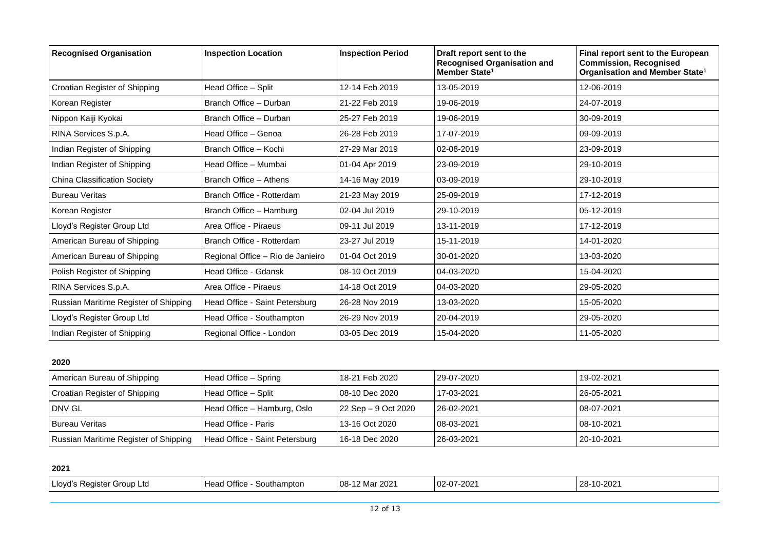| Recognised Organisation | Inspection Location | Inspection Period | Draft report sent to the Recognised Organisation and Member State[1] | Final report sent to the European Commission, Recognised Organisation and Member State[1] |
|---|---|---|---|---|
| Croatian Register of Shipping | Head Office – Split | 12-14 Feb 2019 | 13-05-2019 | 12-06-2019 |
| Korean Register | Branch Office – Durban | 21-22 Feb 2019 | 19-06-2019 | 24-07-2019 |
| Nippon Kaiji Kyokai | Branch Office – Durban | 25-27 Feb 2019 | 19-06-2019 | 30-09-2019 |
| RINA Services S.p.A. | Head Office – Genoa | 26-28 Feb 2019 | 17-07-2019 | 09-09-2019 |
| Indian Register of Shipping | Branch Office – Kochi | 27-29 Mar 2019 | 02-08-2019 | 23-09-2019 |
| Indian Register of Shipping | Head Office – Mumbai | 01-04 Apr 2019 | 23-09-2019 | 29-10-2019 |
| China Classification Society | Branch Office – Athens | 14-16 May 2019 | 03-09-2019 | 29-10-2019 |
| Bureau Veritas | Branch Office - Rotterdam | 21-23 May 2019 | 25-09-2019 | 17-12-2019 |
| Korean Register | Branch Office – Hamburg | 02-04 Jul 2019 | 29-10-2019 | 05-12-2019 |
| Lloyd's Register Group Ltd | Area Office - Piraeus | 09-11 Jul 2019 | 13-11-2019 | 17-12-2019 |
| American Bureau of Shipping | Branch Office - Rotterdam | 23-27 Jul 2019 | 15-11-2019 | 14-01-2020 |
| American Bureau of Shipping | Regional Office – Rio de Janieiro | 01-04 Oct 2019 | 30-01-2020 | 13-03-2020 |
| Polish Register of Shipping | Head Office - Gdansk | 08-10 Oct 2019 | 04-03-2020 | 15-04-2020 |
| RINA Services S.p.A. | Area Office - Piraeus | 14-18 Oct 2019 | 04-03-2020 | 29-05-2020 |
| Russian Maritime Register of Shipping | Head Office - Saint Petersburg | 26-28 Nov 2019 | 13-03-2020 | 15-05-2020 |
| Lloyd's Register Group Ltd | Head Office - Southampton | 26-29 Nov 2019 | 20-04-2019 | 29-05-2020 |
| Indian Register of Shipping | Regional Office - London | 03-05 Dec 2019 | 15-04-2020 | 11-05-2020 |

**2020**

| Recognised Organisation | Inspection Location | Inspection Period | Draft report sent to the Recognised Organisation and Member State[1] | Final report sent to the European Commission, Recognised Organisation and Member State[1] |
|---|---|---|---|---|
| American Bureau of Shipping | Head Office – Spring | 18-21 Feb 2020 | 29-07-2020 | 19-02-2021 |
| Croatian Register of Shipping | Head Office – Split | 08-10 Dec 2020 | 17-03-2021 | 26-05-2021 |
| DNV GL | Head Office – Hamburg, Oslo | 22 Sep – 9 Oct 2020 | 26-02-2021 | 08-07-2021 |
| Bureau Veritas | Head Office - Paris | 13-16 Oct 2020 | 08-03-2021 | 08-10-2021 |
| Russian Maritime Register of Shipping | Head Office - Saint Petersburg | 16-18 Dec 2020 | 26-03-2021 | 20-10-2021 |

**2021**

| Recognised Organisation | Inspection Location | Inspection Period | Draft report sent to the Recognised Organisation and Member State[1] | Final report sent to the European Commission, Recognised Organisation and Member State[1] |
|---|---|---|---|---|
| Lloyd's Register Group Ltd | Head Office - Southampton | 08-12 Mar 2021 | 02-07-2021 | 28-10-2021 |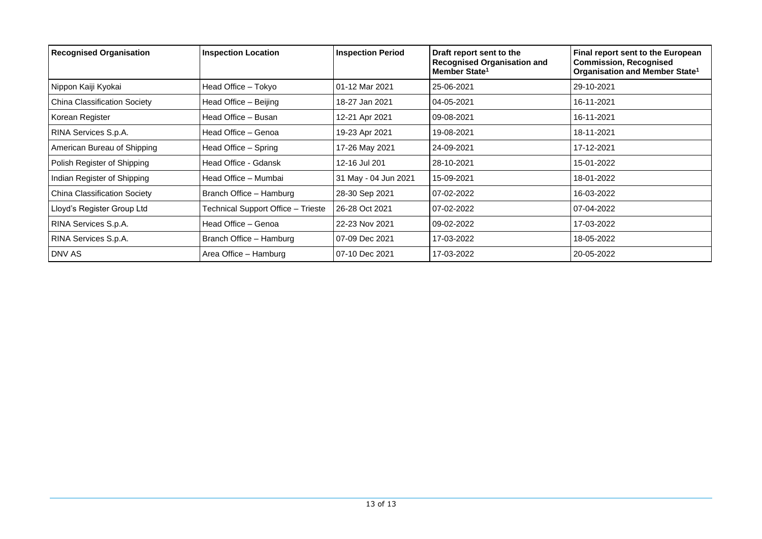| Recognised Organisation | Inspection Location | Inspection Period | Draft report sent to the Recognised Organisation and Member State[1] | Final report sent to the European Commission, Recognised Organisation and Member State[1] |
|---|---|---|---|---|
| Nippon Kaiji Kyokai | Head Office – Tokyo | 01-12 Mar 2021 | 25-06-2021 | 29-10-2021 |
| China Classification Society | Head Office – Beijing | 18-27 Jan 2021 | 04-05-2021 | 16-11-2021 |
| Korean Register | Head Office – Busan | 12-21 Apr 2021 | 09-08-2021 | 16-11-2021 |
| RINA Services S.p.A. | Head Office – Genoa | 19-23 Apr 2021 | 19-08-2021 | 18-11-2021 |
| American Bureau of Shipping | Head Office – Spring | 17-26 May 2021 | 24-09-2021 | 17-12-2021 |
| Polish Register of Shipping | Head Office - Gdansk | 12-16 Jul 201 | 28-10-2021 | 15-01-2022 |
| Indian Register of Shipping | Head Office – Mumbai | 31 May - 04 Jun 2021 | 15-09-2021 | 18-01-2022 |
| China Classification Society | Branch Office – Hamburg | 28-30 Sep 2021 | 07-02-2022 | 16-03-2022 |
| Lloyd's Register Group Ltd | Technical Support Office – Trieste | 26-28 Oct 2021 | 07-02-2022 | 07-04-2022 |
| RINA Services S.p.A. | Head Office – Genoa | 22-23 Nov 2021 | 09-02-2022 | 17-03-2022 |
| RINA Services S.p.A. | Branch Office – Hamburg | 07-09 Dec 2021 | 17-03-2022 | 18-05-2022 |
| DNV AS | Area Office – Hamburg | 07-10 Dec 2021 | 17-03-2022 | 20-05-2022 |